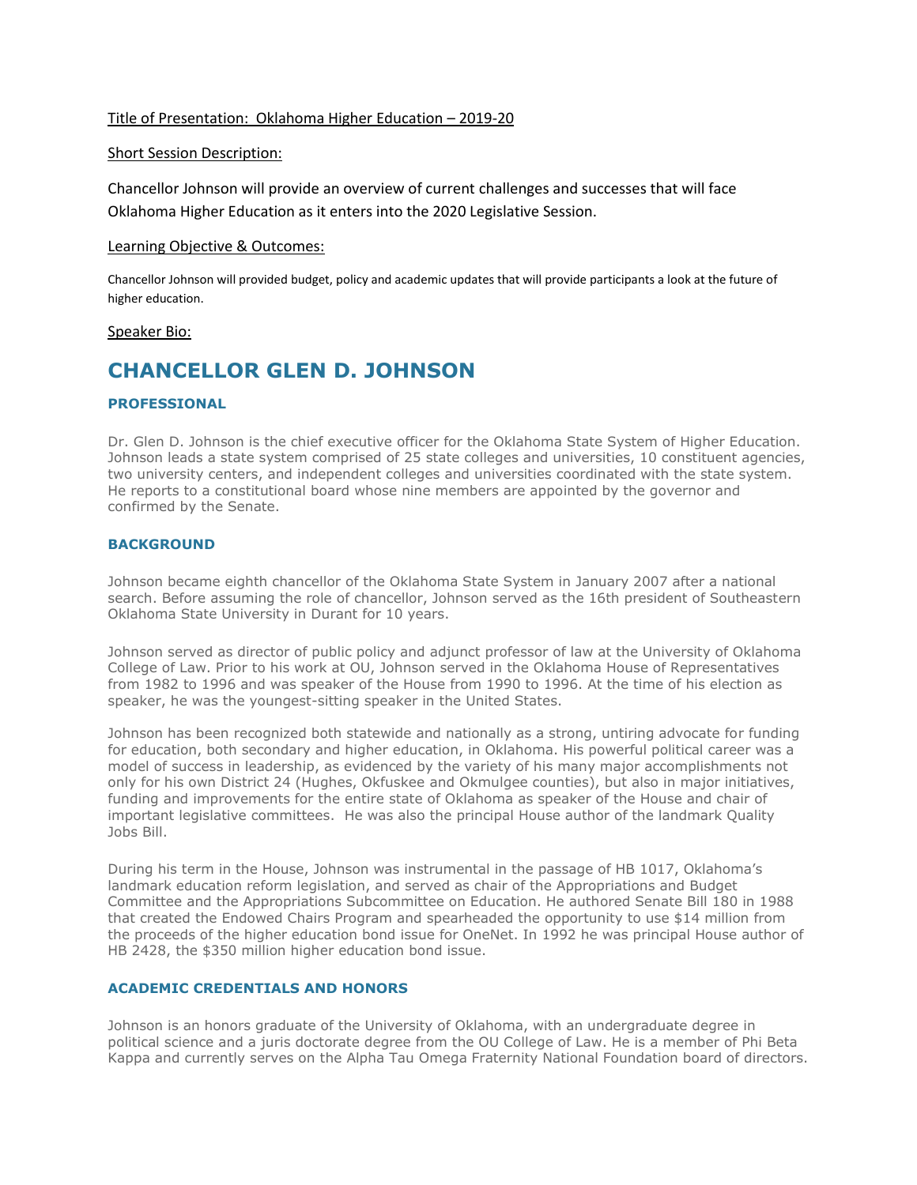Title of Presentation: Oklahoma Higher Education – 2019-20

Short Session Description:

Chancellor Johnson will provide an overview of current challenges and successes that will face Oklahoma Higher Education as it enters into the 2020 Legislative Session.

Learning Objective & Outcomes:

Chancellor Johnson will provided budget, policy and academic updates that will provide participants a look at the future of higher education.

Speaker Bio:

# CHANCELLOR GLEN D. JOHNSON

### PROFESSIONAL

Dr. Glen D. Johnson is the chief executive officer for the Oklahoma State System of Higher Education. Johnson leads a state system comprised of 25 state colleges and universities, 10 constituent agencies, two university centers, and independent colleges and universities coordinated with the state system. He reports to a constitutional board whose nine members are appointed by the governor and confirmed by the Senate.

### BACKGROUND

Johnson became eighth chancellor of the Oklahoma State System in January 2007 after a national search. Before assuming the role of chancellor, Johnson served as the 16th president of Southeastern Oklahoma State University in Durant for 10 years.

Johnson served as director of public policy and adjunct professor of law at the University of Oklahoma College of Law. Prior to his work at OU, Johnson served in the Oklahoma House of Representatives from 1982 to 1996 and was speaker of the House from 1990 to 1996. At the time of his election as speaker, he was the youngest-sitting speaker in the United States.

Johnson has been recognized both statewide and nationally as a strong, untiring advocate for funding for education, both secondary and higher education, in Oklahoma. His powerful political career was a model of success in leadership, as evidenced by the variety of his many major accomplishments not only for his own District 24 (Hughes, Okfuskee and Okmulgee counties), but also in major initiatives, funding and improvements for the entire state of Oklahoma as speaker of the House and chair of important legislative committees. He was also the principal House author of the landmark Quality Jobs Bill.

During his term in the House, Johnson was instrumental in the passage of HB 1017, Oklahoma's landmark education reform legislation, and served as chair of the Appropriations and Budget Committee and the Appropriations Subcommittee on Education. He authored Senate Bill 180 in 1988 that created the Endowed Chairs Program and spearheaded the opportunity to use $14 million from the proceeds of the higher education bond issue for OneNet. In 1992 he was principal House author of HB 2428, the $350 million higher education bond issue.

### ACADEMIC CREDENTIALS AND HONORS

Johnson is an honors graduate of the University of Oklahoma, with an undergraduate degree in political science and a juris doctorate degree from the OU College of Law. He is a member of Phi Beta Kappa and currently serves on the Alpha Tau Omega Fraternity National Foundation board of directors.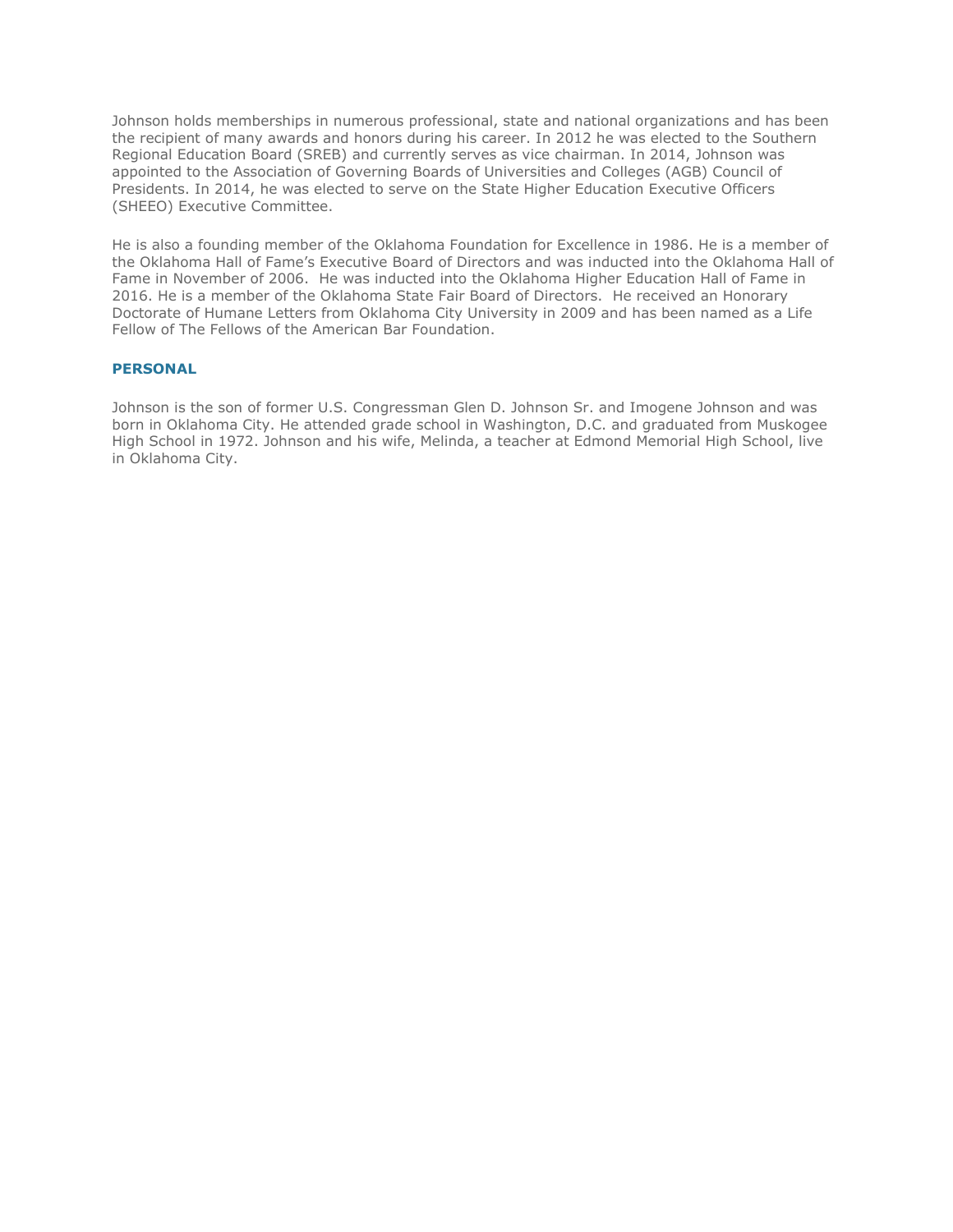Johnson holds memberships in numerous professional, state and national organizations and has been the recipient of many awards and honors during his career. In 2012 he was elected to the Southern Regional Education Board (SREB) and currently serves as vice chairman. In 2014, Johnson was appointed to the Association of Governing Boards of Universities and Colleges (AGB) Council of Presidents. In 2014, he was elected to serve on the State Higher Education Executive Officers (SHEEO) Executive Committee.

He is also a founding member of the Oklahoma Foundation for Excellence in 1986. He is a member of the Oklahoma Hall of Fame's Executive Board of Directors and was inducted into the Oklahoma Hall of Fame in November of 2006. He was inducted into the Oklahoma Higher Education Hall of Fame in 2016. He is a member of the Oklahoma State Fair Board of Directors. He received an Honorary Doctorate of Humane Letters from Oklahoma City University in 2009 and has been named as a Life Fellow of The Fellows of the American Bar Foundation.

## PERSONAL

Johnson is the son of former U.S. Congressman Glen D. Johnson Sr. and Imogene Johnson and was born in Oklahoma City. He attended grade school in Washington, D.C. and graduated from Muskogee High School in 1972. Johnson and his wife, Melinda, a teacher at Edmond Memorial High School, live in Oklahoma City.